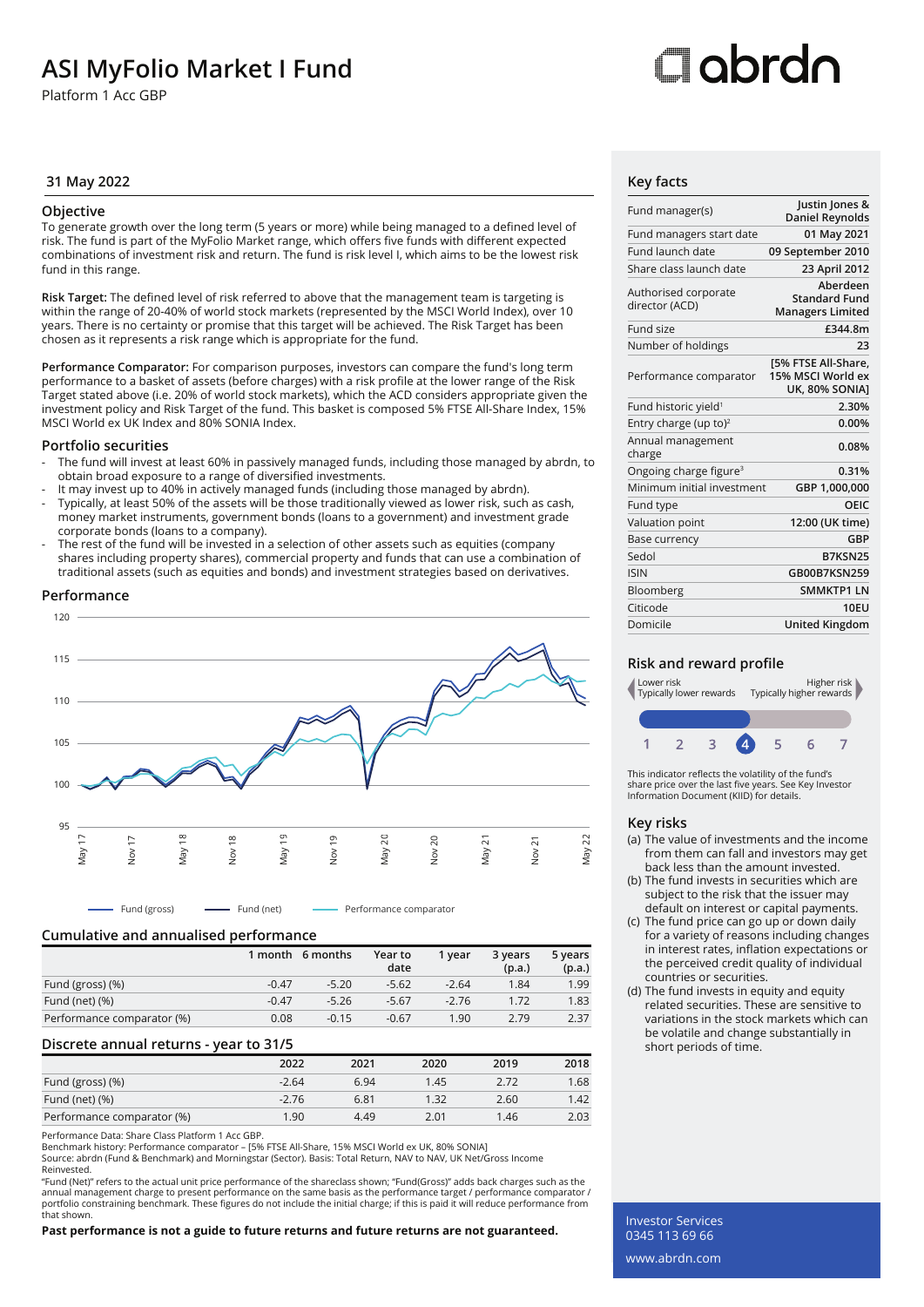# ASI MyFolio Market I Fund

Platform 1 Acc GBP

31 May 2022

## Objective

To generate growth over the long term (5 years or more) while being managed to a defined level of risk. The fund is part of the MyFolio Market range, which offers five funds with different expected combinations of investment risk and return. The fund is risk level I, which aims to be the lowest risk fund in this range.

**Risk Target:** The defined level of risk referred to above that the management team is targeting is within the range of 20-40% of world stock markets (represented by the MSCI World Index), over 10 years. There is no certainty or promise that this target will be achieved. The Risk Target has been chosen as it represents a risk range which is appropriate for the fund.

**Performance Comparator:** For comparison purposes, investors can compare the fund's long term performance to a basket of assets (before charges) with a risk profile at the lower range of the Risk Target stated above (i.e. 20% of world stock markets), which the ACD considers appropriate given the investment policy and Risk Target of the fund. This basket is composed 5% FTSE All-Share Index, 15% MSCI World ex UK Index and 80% SONIA Index.

## Portfolio securities

- The fund will invest at least 60% in passively managed funds, including those managed by abrdn, to obtain broad exposure to a range of diversified investments.
- It may invest up to 40% in actively managed funds (including those managed by abrdn).
- Typically, at least 50% of the assets will be those traditionally viewed as lower risk, such as cash, money market instruments, government bonds (loans to a government) and investment grade corporate bonds (loans to a company).
- The rest of the fund will be invested in a selection of other assets such as equities (company shares including property shares), commercial property and funds that can use a combination of traditional assets (such as equities and bonds) and investment strategies based on derivatives.

## Performance

Fund (gross) — Fund (net) — Performance comparator

## Cumulative and annualised performance

| | 1 month | 6 months | Year to date | 1 year | 3 years (p.a.) | 5 years (p.a.) |
|---|---|---|---|---|---|---|
| Fund (gross) (%) | -0.47 | -5.20 | -5.62 | -2.64 | 1.84 | 1.99 |
| Fund (net) (%) | -0.47 | -5.26 | -5.67 | -2.76 | 1.72 | 1.83 |
| Performance comparator (%) | 0.08 | -0.15 | -0.67 | 1.90 | 2.79 | 2.37 |

## Discrete annual returns - year to 31/5

| | 2022 | 2021 | 2020 | 2019 | 2018 |
|---|---|---|---|---|---|
| Fund (gross) (%) | -2.64 | 6.94 | 1.45 | 2.72 | 1.68 |
| Fund (net) (%) | -2.76 | 6.81 | 1.32 | 2.60 | 1.42 |
| Performance comparator (%) | 1.90 | 4.49 | 2.01 | 1.46 | 2.03 |

Performance Data: Share Class Platform 1 Acc GBP.
Benchmark history: Performance comparator – [5% FTSE All-Share, 15% MSCI World ex UK, 80% SONIA]
Source: abrdn (Fund & Benchmark) and Morningstar (Sector). Basis: Total Return, NAV to NAV, UK Net/Gross Income Reinvested.
"Fund (Net)" refers to the actual unit price performance of the shareclass shown; "Fund(Gross)" adds back charges such as the annual management charge to present performance on the same basis as the performance target / performance comparator / portfolio constraining benchmark. These figures do not include the initial charge; if this is paid it will reduce performance from that shown.

**Past performance is not a guide to future returns and future returns are not guaranteed.**

## Key facts

| | |
|---|---|
| Fund manager(s) | Justin Jones & Daniel Reynolds |
| Fund managers start date | 01 May 2021 |
| Fund launch date | 09 September 2010 |
| Share class launch date | 23 April 2012 |
| Authorised corporate director (ACD) | Aberdeen Standard Fund Managers Limited |
| Fund size | £344.8m |
| Number of holdings | 23 |
| Performance comparator | [5% FTSE All-Share, 15% MSCI World ex UK, 80% SONIA] |
| Fund historic yield[1] | 2.30% |
| Entry charge (up to)[2] | 0.00% |
| Annual management charge | 0.08% |
| Ongoing charge figure[3] | 0.31% |
| Minimum initial investment | GBP 1,000,000 |
| Fund type | OEIC |
| Valuation point | 12:00 (UK time) |
| Base currency | GBP |
| Sedol | B7KSN25 |
| ISIN | GB00B7KSN259 |
| Bloomberg | SMMKTP1 LN |
| Citicode | 10EU |
| Domicile | United Kingdom |

## Risk and reward profile

Lower risk Typically lower rewards — Higher risk Typically higher rewards

1 2 3 **4** 5 6 7

This indicator reflects the volatility of the fund's share price over the last five years. See Key Investor Information Document (KIID) for details.

## Key risks

(a) The value of investments and the income from them can fall and investors may get back less than the amount invested.
(b) The fund invests in securities which are subject to the risk that the issuer may default on interest or capital payments.
(c) The fund price can go up or down daily for a variety of reasons including changes in interest rates, inflation expectations or the perceived credit quality of individual countries or securities.
(d) The fund invests in equity and equity related securities. These are sensitive to variations in the stock markets which can be volatile and change substantially in short periods of time.

Investor Services
0345 113 69 66
www.abrdn.com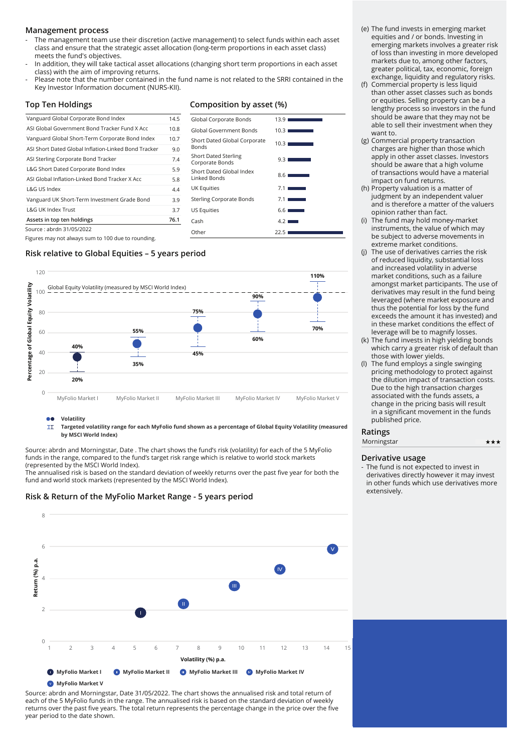## Management process

- The management team use their discretion (active management) to select funds within each asset class and ensure that the strategic asset allocation (long-term proportions in each asset class) meets the fund's objectives.
- In addition, they will take tactical asset allocations (changing short term proportions in each asset class) with the aim of improving returns.
- Please note that the number contained in the fund name is not related to the SRRI contained in the Key Investor Information document (NURS-KII).

## Top Ten Holdings

| Holding | % |
|---|---|
| Vanguard Global Corporate Bond Index | 14.5 |
| ASI Global Government Bond Tracker Fund X Acc | 10.8 |
| Vanguard Global Short-Term Corporate Bond Index | 10.7 |
| ASI Short Dated Global Inflation-Linked Bond Tracker | 9.0 |
| ASI Sterling Corporate Bond Tracker | 7.4 |
| L&G Short Dated Corporate Bond Index | 5.9 |
| ASI Global Inflation-Linked Bond Tracker X Acc | 5.8 |
| L&G US Index | 4.4 |
| Vanguard UK Short-Term Investment Grade Bond | 3.9 |
| L&G UK Index Trust | 3.7 |
| **Assets in top ten holdings** | **76.1** |

Source : abrdn 31/05/2022

Figures may not always sum to 100 due to rounding.

## Composition by asset (%)

| Asset | % |
|---|---|
| Global Corporate Bonds | 13.9 |
| Global Government Bonds | 10.3 |
| Short Dated Global Corporate Bonds | 10.3 |
| Short Dated Sterling Corporate Bonds | 9.3 |
| Short Dated Global Index Linked Bonds | 8.6 |
| UK Equities | 7.1 |
| Sterling Corporate Bonds | 7.1 |
| US Equities | 6.6 |
| Cash | 4.2 |
| Other | 22.5 |

## Risk relative to Global Equities – 5 years period

Global Equity Volatility (measured by MSCI World Index)

| Fund | Targeted volatility range |
|---|---|
| MyFolio Market I | 20% – 40% |
| MyFolio Market II | 35% – 55% |
| MyFolio Market III | 45% – 75% |
| MyFolio Market IV | 60% – 90% |
| MyFolio Market V | 70% – 110% |

- Volatility
- **Targeted volatility range for each MyFolio fund shown as a percentage of Global Equity Volatility (measured by MSCI World Index)**

Source: abrdn and Morningstar, Date . The chart shows the fund's risk (volatility) for each of the 5 MyFolio funds in the range, compared to the fund's target risk range which is relative to world stock markets (represented by the MSCI World Index).

The annualised risk is based on the standard deviation of weekly returns over the past five year for both the fund and world stock markets (represented by the MSCI World Index).

## Risk & Return of the MyFolio Market Range - 5 years period

Return (%) p.a. / Volatility (%) p.a.

**MyFolio Market I** **MyFolio Market II** **MyFolio Market III** **MyFolio Market IV** **MyFolio Market V**

Source: abrdn and Morningstar, Date 31/05/2022. The chart shows the annualised risk and total return of each of the 5 MyFolio funds in the range. The annualised risk is based on the standard deviation of weekly returns over the past five years. The total return represents the percentage change in the price over the five year period to the date shown.

(e) The fund invests in emerging market equities and / or bonds. Investing in emerging markets involves a greater risk of loss than investing in more developed markets due to, among other factors, greater political, tax, economic, foreign exchange, liquidity and regulatory risks.
(f) Commercial property is less liquid than other asset classes such as bonds or equities. Selling property can be a lengthy process so investors in the fund should be aware that they may not be able to sell their investment when they want to.
(g) Commercial property transaction charges are higher than those which apply in other asset classes. Investors should be aware that a high volume of transactions would have a material impact on fund returns.
(h) Property valuation is a matter of judgment by an independent valuer and is therefore a matter of the valuers opinion rather than fact.
(i) The fund may hold money-market instruments, the value of which may be subject to adverse movements in extreme market conditions.
(j) The use of derivatives carries the risk of reduced liquidity, substantial loss and increased volatility in adverse market conditions, such as a failure amongst market participants. The use of derivatives may result in the fund being leveraged (where market exposure and thus the potential for loss by the fund exceeds the amount it has invested) and in these market conditions the effect of leverage will be to magnify losses.
(k) The fund invests in high yielding bonds which carry a greater risk of default than those with lower yields.
(l) The fund employs a single swinging pricing methodology to protect against the dilution impact of transaction costs. Due to the high transaction charges associated with the funds assets, a change in the pricing basis will result in a significant movement in the funds published price.

## Ratings

| Morningstar | ★★★ |
|---|---|

## Derivative usage

- The fund is not expected to invest in derivatives directly however it may invest in other funds which use derivatives more extensively.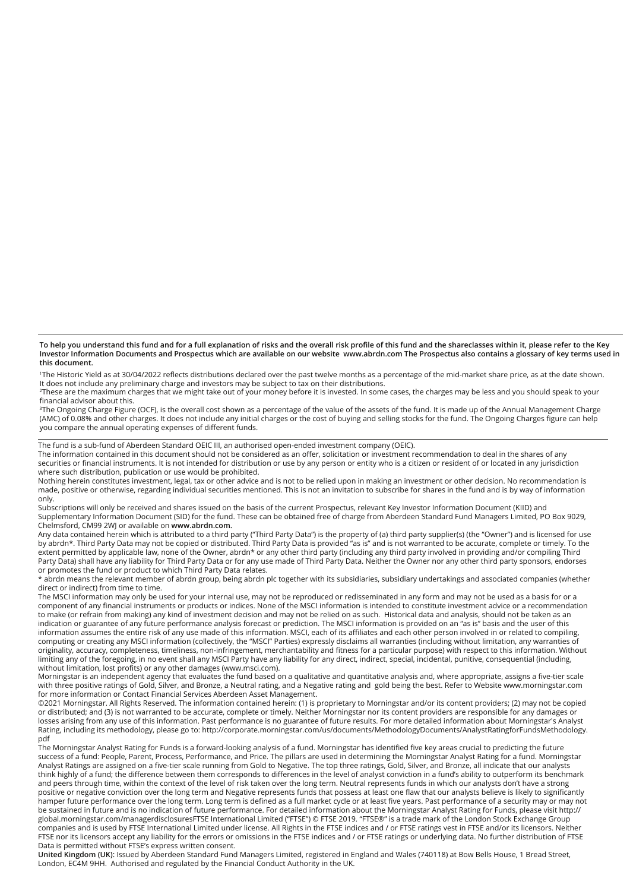**To help you understand this fund and for a full explanation of risks and the overall risk profile of this fund and the shareclasses within it, please refer to the Key Investor Information Documents and Prospectus which are available on our website www.abrdn.com The Prospectus also contains a glossary of key terms used in this document.**

[1]The Historic Yield as at 30/04/2022 reflects distributions declared over the past twelve months as a percentage of the mid-market share price, as at the date shown. It does not include any preliminary charge and investors may be subject to tax on their distributions.
[2]These are the maximum charges that we might take out of your money before it is invested. In some cases, the charges may be less and you should speak to your financial advisor about this.
[3]The Ongoing Charge Figure (OCF), is the overall cost shown as a percentage of the value of the assets of the fund. It is made up of the Annual Management Charge (AMC) of 0.08% and other charges. It does not include any initial charges or the cost of buying and selling stocks for the fund. The Ongoing Charges figure can help you compare the annual operating expenses of different funds.

The fund is a sub-fund of Aberdeen Standard OEIC III, an authorised open-ended investment company (OEIC).
The information contained in this document should not be considered as an offer, solicitation or investment recommendation to deal in the shares of any securities or financial instruments. It is not intended for distribution or use by any person or entity who is a citizen or resident of or located in any jurisdiction where such distribution, publication or use would be prohibited.
Nothing herein constitutes investment, legal, tax or other advice and is not to be relied upon in making an investment or other decision. No recommendation is made, positive or otherwise, regarding individual securities mentioned. This is not an invitation to subscribe for shares in the fund and is by way of information only.
Subscriptions will only be received and shares issued on the basis of the current Prospectus, relevant Key Investor Information Document (KIID) and Supplementary Information Document (SID) for the fund. These can be obtained free of charge from Aberdeen Standard Fund Managers Limited, PO Box 9029, Chelmsford, CM99 2WJ or available on **www.abrdn.com.**
Any data contained herein which is attributed to a third party ("Third Party Data") is the property of (a) third party supplier(s) (the "Owner") and is licensed for use by abrdn*. Third Party Data may not be copied or distributed. Third Party Data is provided "as is" and is not warranted to be accurate, complete or timely. To the extent permitted by applicable law, none of the Owner, abrdn* or any other third party (including any third party involved in providing and/or compiling Third Party Data) shall have any liability for Third Party Data or for any use made of Third Party Data. Neither the Owner nor any other third party sponsors, endorses or promotes the fund or product to which Third Party Data relates.
* abrdn means the relevant member of abrdn group, being abrdn plc together with its subsidiaries, subsidiary undertakings and associated companies (whether direct or indirect) from time to time.
The MSCI information may only be used for your internal use, may not be reproduced or redisseminated in any form and may not be used as a basis for or a component of any financial instruments or products or indices. None of the MSCI information is intended to constitute investment advice or a recommendation to make (or refrain from making) any kind of investment decision and may not be relied on as such. Historical data and analysis, should not be taken as an indication or guarantee of any future performance analysis forecast or prediction. The MSCI information is provided on an "as is" basis and the user of this information assumes the entire risk of any use made of this information. MSCI, each of its affiliates and each other person involved in or related to compiling, computing or creating any MSCI information (collectively, the "MSCI" Parties) expressly disclaims all warranties (including without limitation, any warranties of originality, accuracy, completeness, timeliness, non-infringement, merchantability and fitness for a particular purpose) with respect to this information. Without limiting any of the foregoing, in no event shall any MSCI Party have any liability for any direct, indirect, special, incidental, punitive, consequential (including, without limitation, lost profits) or any other damages (www.msci.com).
Morningstar is an independent agency that evaluates the fund based on a qualitative and quantitative analysis and, where appropriate, assigns a five-tier scale with three positive ratings of Gold, Silver, and Bronze, a Neutral rating, and a Negative rating and gold being the best. Refer to Website www.morningstar.com for more information or Contact Financial Services Aberdeen Asset Management.
©2021 Morningstar. All Rights Reserved. The information contained herein: (1) is proprietary to Morningstar and/or its content providers; (2) may not be copied or distributed; and (3) is not warranted to be accurate, complete or timely. Neither Morningstar nor its content providers are responsible for any damages or losses arising from any use of this information. Past performance is no guarantee of future results. For more detailed information about Morningstar's Analyst Rating, including its methodology, please go to: http://corporate.morningstar.com/us/documents/MethodologyDocuments/AnalystRatingforFundsMethodology.pdf
The Morningstar Analyst Rating for Funds is a forward-looking analysis of a fund. Morningstar has identified five key areas crucial to predicting the future success of a fund: People, Parent, Process, Performance, and Price. The pillars are used in determining the Morningstar Analyst Rating for a fund. Morningstar Analyst Ratings are assigned on a five-tier scale running from Gold to Negative. The top three ratings, Gold, Silver, and Bronze, all indicate that our analysts think highly of a fund; the difference between them corresponds to differences in the level of analyst conviction in a fund's ability to outperform its benchmark and peers through time, within the context of the level of risk taken over the long term. Neutral represents funds in which our analysts don't have a strong positive or negative conviction over the long term and Negative represents funds that possess at least one flaw that our analysts believe is likely to significantly hamper future performance over the long term. Long term is defined as a full market cycle or at least five years. Past performance of a security may or may not be sustained in future and is no indication of future performance. For detailed information about the Morningstar Analyst Rating for Funds, please visit http://global.morningstar.com/managerdisclosuresFTSE International Limited ("FTSE") © FTSE 2019. "FTSE®" is a trade mark of the London Stock Exchange Group companies and is used by FTSE International Limited under license. All Rights in the FTSE indices and / or FTSE ratings vest in FTSE and/or its licensors. Neither FTSE nor its licensors accept any liability for the errors or omissions in the FTSE indices and / or FTSE ratings or underlying data. No further distribution of FTSE Data is permitted without FTSE's express written consent.
**United Kingdom (UK):** Issued by Aberdeen Standard Fund Managers Limited, registered in England and Wales (740118) at Bow Bells House, 1 Bread Street, London, EC4M 9HH. Authorised and regulated by the Financial Conduct Authority in the UK.